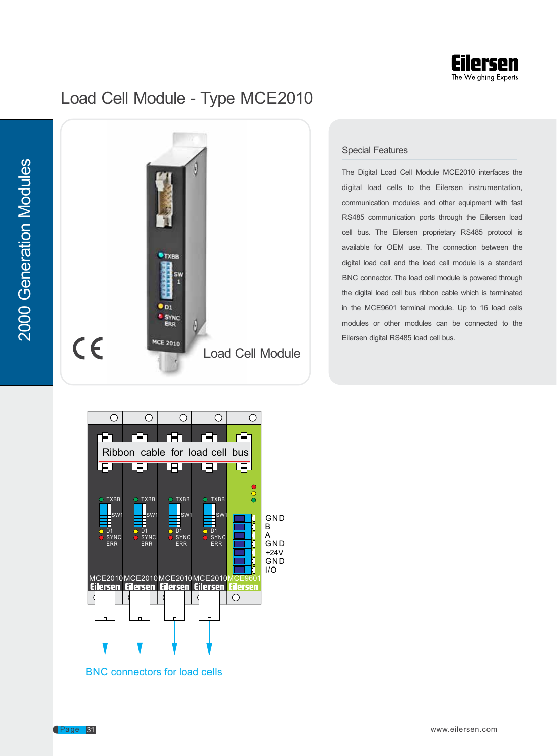# Load Cell Module - Type MCE2010

Load Cell Module

## Special Features

The Digital Load Cell Module MCE2010 interfaces the digital load cells to the Eilersen instrumentation, communication modules and other equipment with fast RS485 communication ports through the Eilersen load cell bus. The Eilersen proprietary RS485 protocol is available for OEM use. The connection between the digital load cell and the load cell module is a standard BNC connector. The load cell module is powered through the digital load cell bus ribbon cable which is terminated in the MCE9601 terminal module. Up to 16 load cells modules or other modules can be connected to the Eilersen digital RS485 load cell bus.

Ribbon cable for load cell bus

GND
B
A
GND
+24V
GND
I/O

MCE2010 MCE2010 MCE2010 MCE2010 MCE9601

BNC connectors for load cells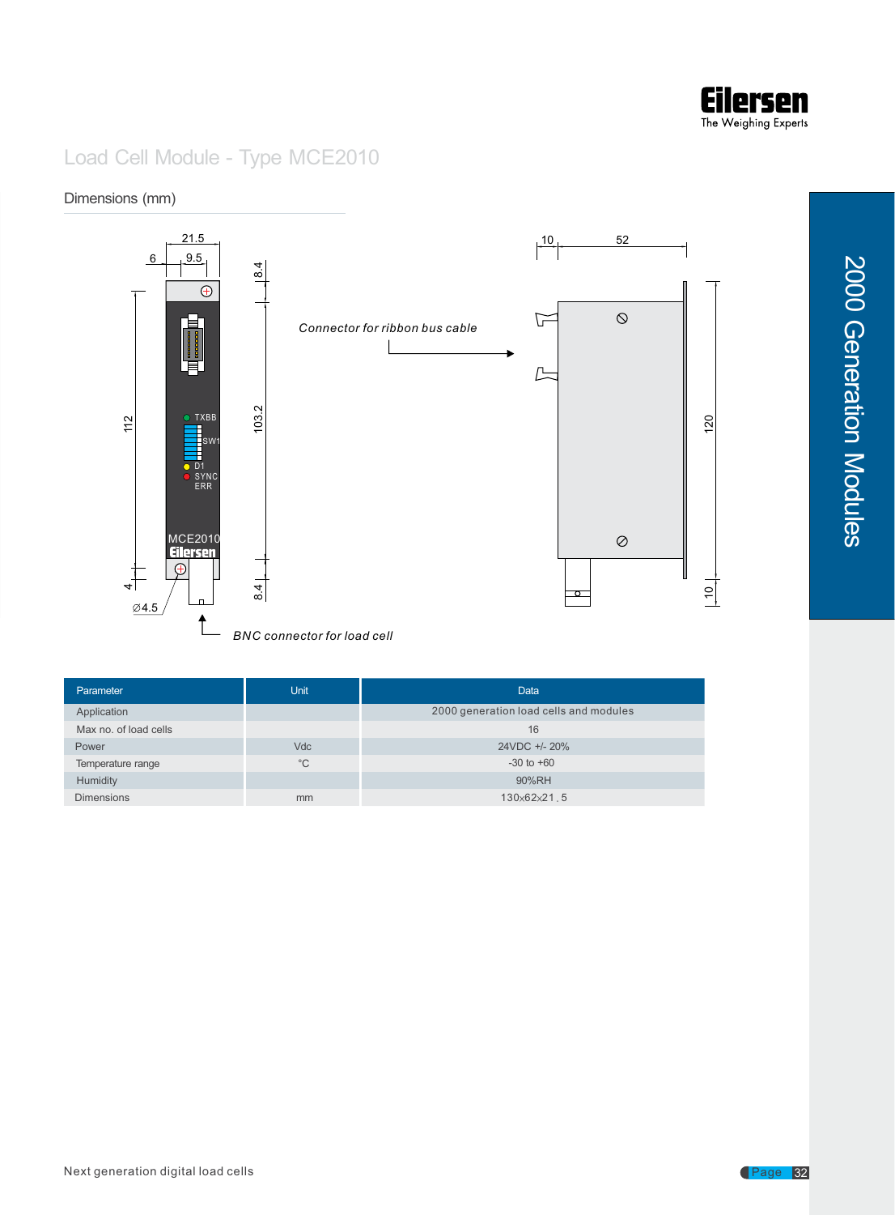# Load Cell Module - Type MCE2010

## Dimensions (mm)

21.5
6
9.5
8.4
112
103.2
4
8.4
Ø4.5
TXBB
SW1
D1
SYNC
ERR
MCE2010
Eilersen

Connector for ribbon bus cable

BNC connector for load cell

10
52
120
10

| Parameter | Unit | Data |
|---|---|---|
| Application | | 2000 generation load cells and modules |
| Max no. of load cells | | 16 |
| Power | Vdc | 24VDC +/- 20% |
| Temperature range | °C | -30 to +60 |
| Humidity | | 90%RH |
| Dimensions | mm | 130x62x21 . 5 |